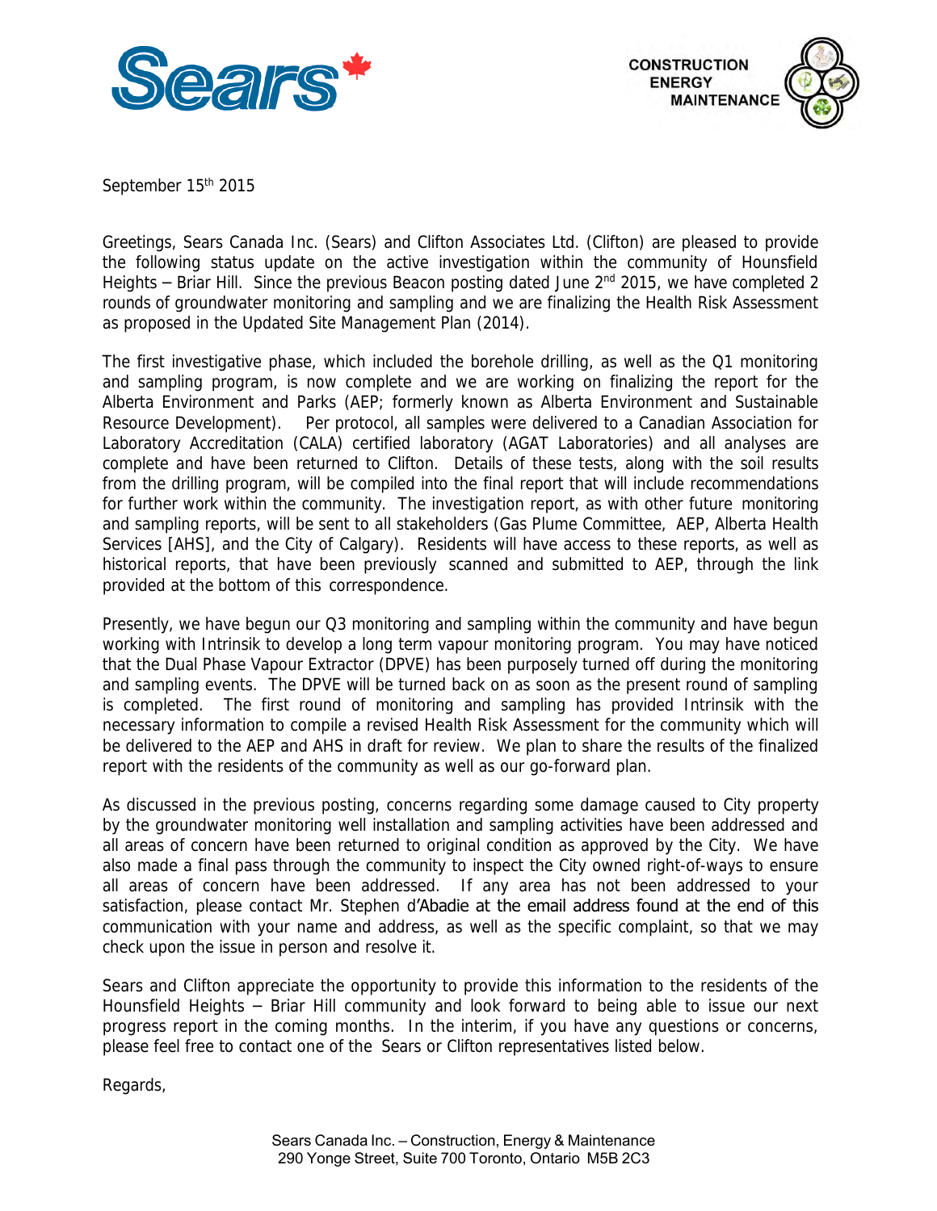September 15th 2015

Greetings, Sears Canada Inc. (Sears) and Clifton Associates Ltd. (Clifton) are pleased to provide the following status update on the active investigation within the community of Hounsfield Heights – Briar Hill. Since the previous Beacon posting dated June 2nd 2015, we have completed 2 rounds of groundwater monitoring and sampling and we are finalizing the Health Risk Assessment as proposed in the Updated Site Management Plan (2014).

The first investigative phase, which included the borehole drilling, as well as the Q1 monitoring and sampling program, is now complete and we are working on finalizing the report for the Alberta Environment and Parks (AEP; formerly known as Alberta Environment and Sustainable Resource Development). Per protocol, all samples were delivered to a Canadian Association for Laboratory Accreditation (CALA) certified laboratory (AGAT Laboratories) and all analyses are complete and have been returned to Clifton. Details of these tests, along with the soil results from the drilling program, will be compiled into the final report that will include recommendations for further work within the community. The investigation report, as with other future monitoring and sampling reports, will be sent to all stakeholders (Gas Plume Committee, AEP, Alberta Health Services [AHS], and the City of Calgary). Residents will have access to these reports, as well as historical reports, that have been previously scanned and submitted to AEP, through the link provided at the bottom of this correspondence.

Presently, we have begun our Q3 monitoring and sampling within the community and have begun working with Intrinsik to develop a long term vapour monitoring program. You may have noticed that the Dual Phase Vapour Extractor (DPVE) has been purposely turned off during the monitoring and sampling events. The DPVE will be turned back on as soon as the present round of sampling is completed. The first round of monitoring and sampling has provided Intrinsik with the necessary information to compile a revised Health Risk Assessment for the community which will be delivered to the AEP and AHS in draft for review. We plan to share the results of the finalized report with the residents of the community as well as our go-forward plan.

As discussed in the previous posting, concerns regarding some damage caused to City property by the groundwater monitoring well installation and sampling activities have been addressed and all areas of concern have been returned to original condition as approved by the City. We have also made a final pass through the community to inspect the City owned right-of-ways to ensure all areas of concern have been addressed. If any area has not been addressed to your satisfaction, please contact Mr. Stephen d'Abadie at the email address found at the end of this communication with your name and address, as well as the specific complaint, so that we may check upon the issue in person and resolve it.

Sears and Clifton appreciate the opportunity to provide this information to the residents of the Hounsfield Heights – Briar Hill community and look forward to being able to issue our next progress report in the coming months. In the interim, if you have any questions or concerns, please feel free to contact one of the Sears or Clifton representatives listed below.

Regards,

Sears Canada Inc. – Construction, Energy & Maintenance
290 Yonge Street, Suite 700 Toronto, Ontario M5B 2C3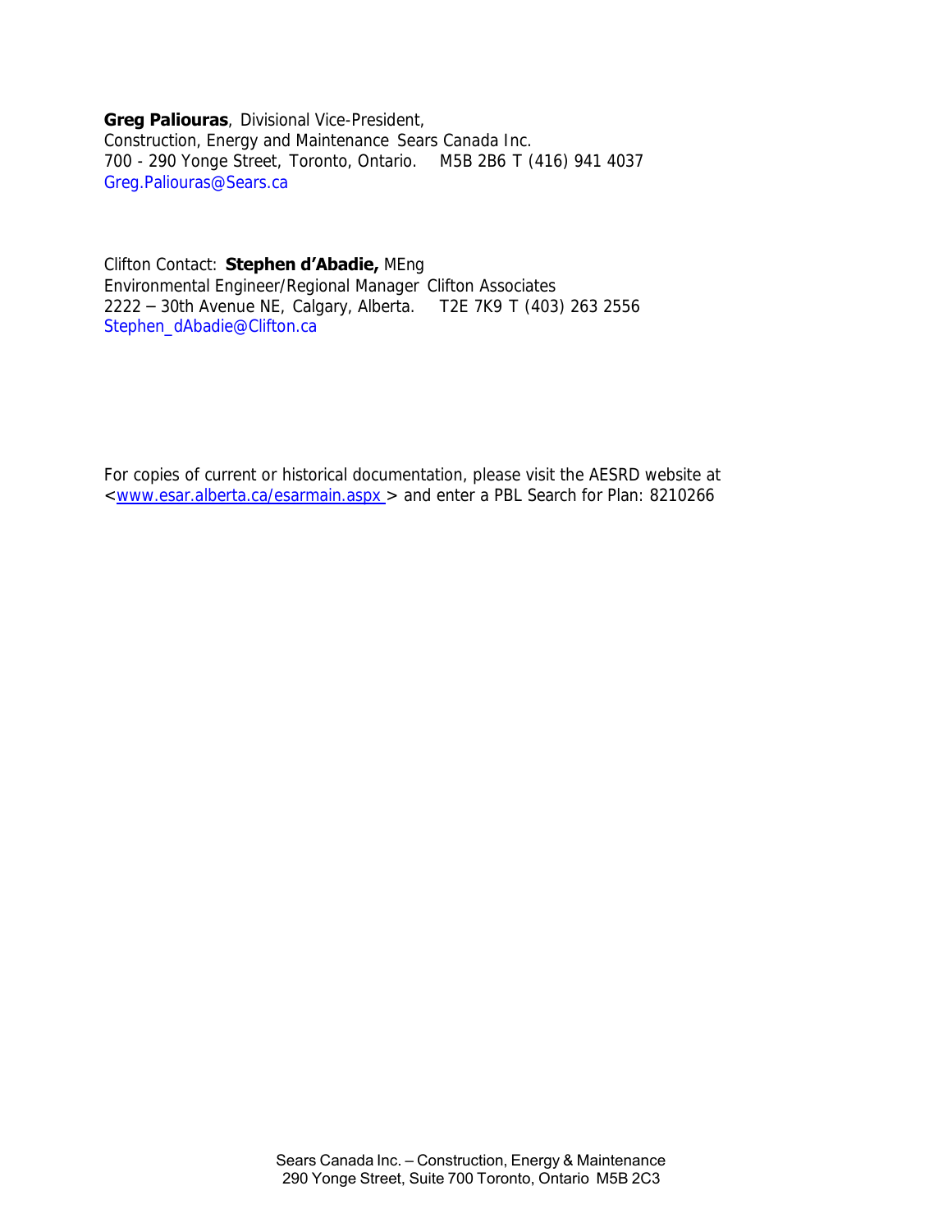**Greg Paliouras**, Divisional Vice-President,
Construction, Energy and Maintenance Sears Canada Inc.
700 - 290 Yonge Street, Toronto, Ontario. M5B 2B6 T (416) 941 4037
Greg.Paliouras@Sears.ca

Clifton Contact: **Stephen d'Abadie,** MEng
Environmental Engineer/Regional Manager Clifton Associates
2222 – 30th Avenue NE, Calgary, Alberta. T2E 7K9 T (403) 263 2556
Stephen_dAbadie@Clifton.ca

For copies of current or historical documentation, please visit the AESRD website at <www.esar.alberta.ca/esarmain.aspx > and enter a PBL Search for Plan: 8210266

Sears Canada Inc. – Construction, Energy & Maintenance
290 Yonge Street, Suite 700 Toronto, Ontario M5B 2C3